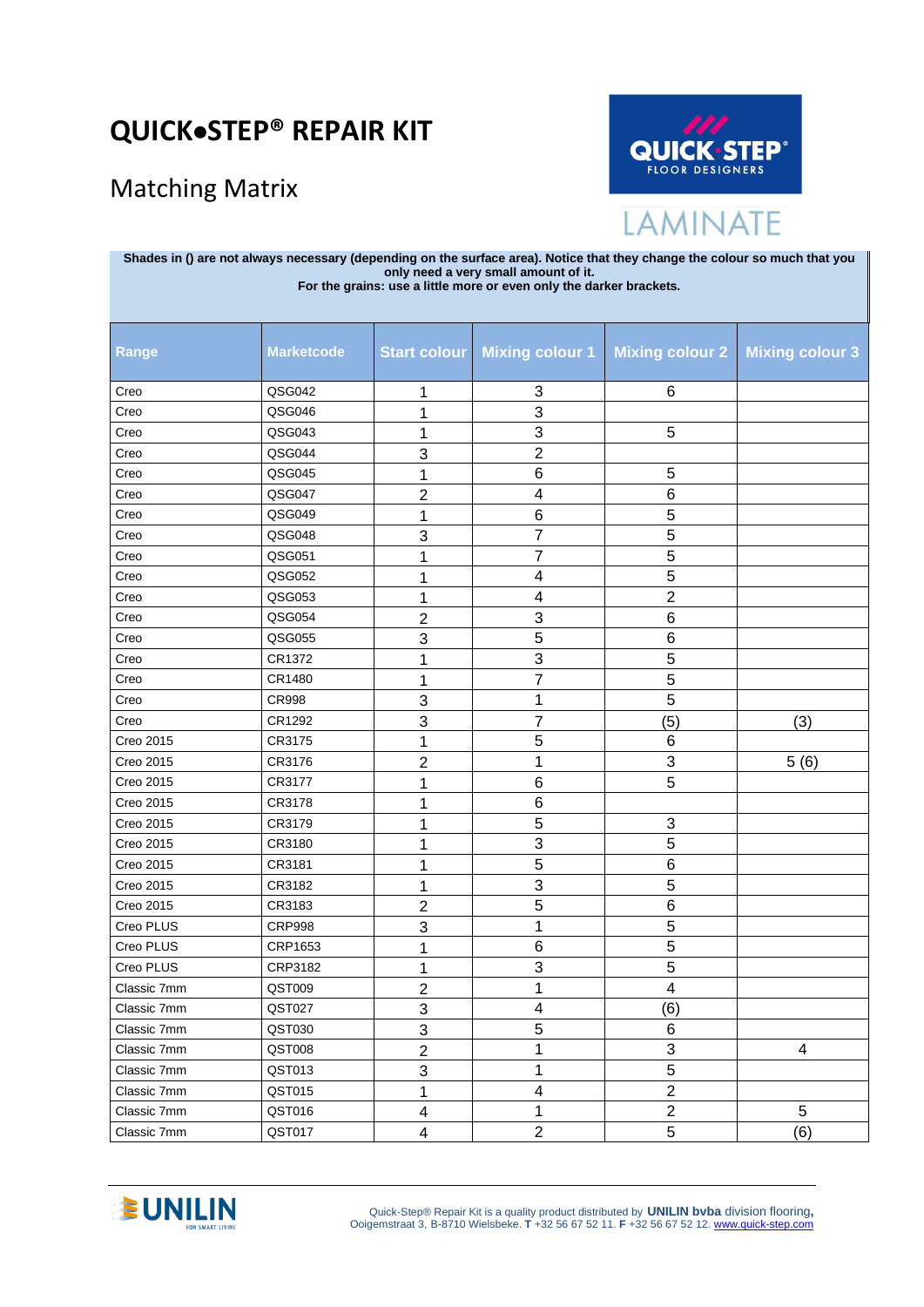# QUICK•STEP® REPAIR KIT

## Matching Matrix

LAMINATE

**Shades in () are not always necessary (depending on the surface area). Notice that they change the colour so much that you only need a very small amount of it.**
**For the grains: use a little more or even only the darker brackets.**

| Range | Marketcode | Start colour | Mixing colour 1 | Mixing colour 2 | Mixing colour 3 |
|---|---|---|---|---|---|
| Creo | QSG042 | 1 | 3 | 6 | |
| Creo | QSG046 | 1 | 3 | | |
| Creo | QSG043 | 1 | 3 | 5 | |
| Creo | QSG044 | 3 | 2 | | |
| Creo | QSG045 | 1 | 6 | 5 | |
| Creo | QSG047 | 2 | 4 | 6 | |
| Creo | QSG049 | 1 | 6 | 5 | |
| Creo | QSG048 | 3 | 7 | 5 | |
| Creo | QSG051 | 1 | 7 | 5 | |
| Creo | QSG052 | 1 | 4 | 5 | |
| Creo | QSG053 | 1 | 4 | 2 | |
| Creo | QSG054 | 2 | 3 | 6 | |
| Creo | QSG055 | 3 | 5 | 6 | |
| Creo | CR1372 | 1 | 3 | 5 | |
| Creo | CR1480 | 1 | 7 | 5 | |
| Creo | CR998 | 3 | 1 | 5 | |
| Creo | CR1292 | 3 | 7 | (5) | (3) |
| Creo 2015 | CR3175 | 1 | 5 | 6 | |
| Creo 2015 | CR3176 | 2 | 1 | 3 | 5 (6) |
| Creo 2015 | CR3177 | 1 | 6 | 5 | |
| Creo 2015 | CR3178 | 1 | 6 | | |
| Creo 2015 | CR3179 | 1 | 5 | 3 | |
| Creo 2015 | CR3180 | 1 | 3 | 5 | |
| Creo 2015 | CR3181 | 1 | 5 | 6 | |
| Creo 2015 | CR3182 | 1 | 3 | 5 | |
| Creo 2015 | CR3183 | 2 | 5 | 6 | |
| Creo PLUS | CRP998 | 3 | 1 | 5 | |
| Creo PLUS | CRP1653 | 1 | 6 | 5 | |
| Creo PLUS | CRP3182 | 1 | 3 | 5 | |
| Classic 7mm | QST009 | 2 | 1 | 4 | |
| Classic 7mm | QST027 | 3 | 4 | (6) | |
| Classic 7mm | QST030 | 3 | 5 | 6 | |
| Classic 7mm | QST008 | 2 | 1 | 3 | 4 |
| Classic 7mm | QST013 | 3 | 1 | 5 | |
| Classic 7mm | QST015 | 1 | 4 | 2 | |
| Classic 7mm | QST016 | 4 | 1 | 2 | 5 |
| Classic 7mm | QST017 | 4 | 2 | 5 | (6) |

Quick-Step® Repair Kit is a quality product distributed by **UNILIN bvba** division flooring, Ooigemstraat 3, B-8710 Wielsbeke. **T** +32 56 67 52 11. **F** +32 56 67 52 12. www.quick-step.com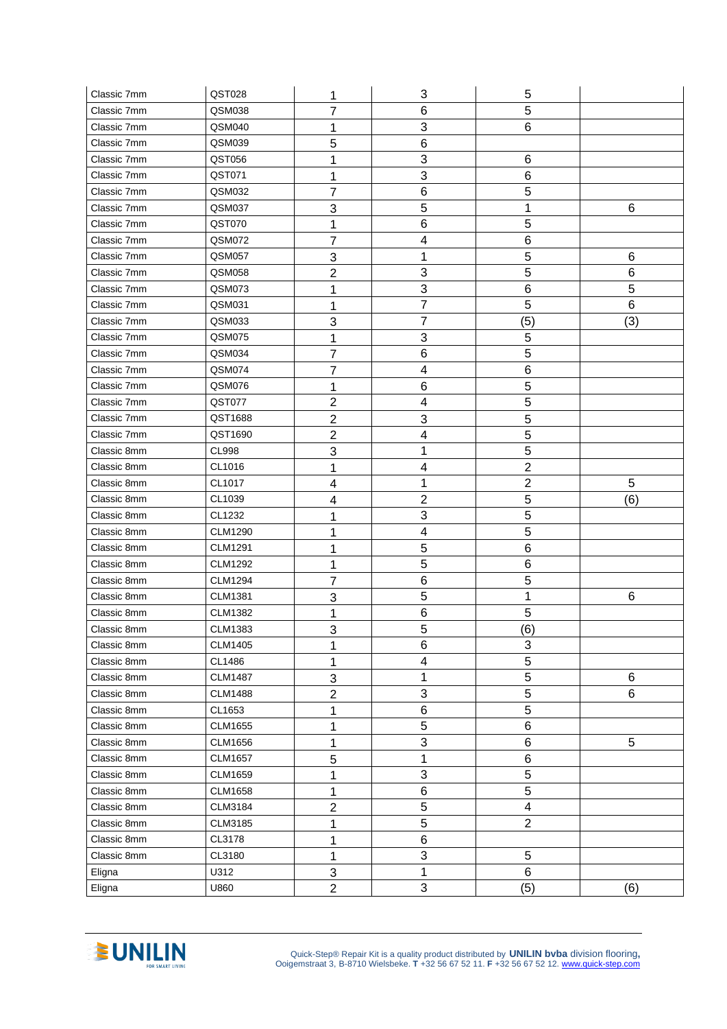| | | | | | |
|---|---|---|---|---|---|
| Classic 7mm | QST028 | 1 | 3 | 5 | |
| Classic 7mm | QSM038 | 7 | 6 | 5 | |
| Classic 7mm | QSM040 | 1 | 3 | 6 | |
| Classic 7mm | QSM039 | 5 | 6 | | |
| Classic 7mm | QST056 | 1 | 3 | 6 | |
| Classic 7mm | QST071 | 1 | 3 | 6 | |
| Classic 7mm | QSM032 | 7 | 6 | 5 | |
| Classic 7mm | QSM037 | 3 | 5 | 1 | 6 |
| Classic 7mm | QST070 | 1 | 6 | 5 | |
| Classic 7mm | QSM072 | 7 | 4 | 6 | |
| Classic 7mm | QSM057 | 3 | 1 | 5 | 6 |
| Classic 7mm | QSM058 | 2 | 3 | 5 | 6 |
| Classic 7mm | QSM073 | 1 | 3 | 6 | 5 |
| Classic 7mm | QSM031 | 1 | 7 | 5 | 6 |
| Classic 7mm | QSM033 | 3 | 7 | (5) | (3) |
| Classic 7mm | QSM075 | 1 | 3 | 5 | |
| Classic 7mm | QSM034 | 7 | 6 | 5 | |
| Classic 7mm | QSM074 | 7 | 4 | 6 | |
| Classic 7mm | QSM076 | 1 | 6 | 5 | |
| Classic 7mm | QST077 | 2 | 4 | 5 | |
| Classic 7mm | QST1688 | 2 | 3 | 5 | |
| Classic 7mm | QST1690 | 2 | 4 | 5 | |
| Classic 8mm | CL998 | 3 | 1 | 5 | |
| Classic 8mm | CL1016 | 1 | 4 | 2 | |
| Classic 8mm | CL1017 | 4 | 1 | 2 | 5 |
| Classic 8mm | CL1039 | 4 | 2 | 5 | (6) |
| Classic 8mm | CL1232 | 1 | 3 | 5 | |
| Classic 8mm | CLM1290 | 1 | 4 | 5 | |
| Classic 8mm | CLM1291 | 1 | 5 | 6 | |
| Classic 8mm | CLM1292 | 1 | 5 | 6 | |
| Classic 8mm | CLM1294 | 7 | 6 | 5 | |
| Classic 8mm | CLM1381 | 3 | 5 | 1 | 6 |
| Classic 8mm | CLM1382 | 1 | 6 | 5 | |
| Classic 8mm | CLM1383 | 3 | 5 | (6) | |
| Classic 8mm | CLM1405 | 1 | 6 | 3 | |
| Classic 8mm | CL1486 | 1 | 4 | 5 | |
| Classic 8mm | CLM1487 | 3 | 1 | 5 | 6 |
| Classic 8mm | CLM1488 | 2 | 3 | 5 | 6 |
| Classic 8mm | CL1653 | 1 | 6 | 5 | |
| Classic 8mm | CLM1655 | 1 | 5 | 6 | |
| Classic 8mm | CLM1656 | 1 | 3 | 6 | 5 |
| Classic 8mm | CLM1657 | 5 | 1 | 6 | |
| Classic 8mm | CLM1659 | 1 | 3 | 5 | |
| Classic 8mm | CLM1658 | 1 | 6 | 5 | |
| Classic 8mm | CLM3184 | 2 | 5 | 4 | |
| Classic 8mm | CLM3185 | 1 | 5 | 2 | |
| Classic 8mm | CL3178 | 1 | 6 | | |
| Classic 8mm | CL3180 | 1 | 3 | 5 | |
| Eligna | U312 | 3 | 1 | 6 | |
| Eligna | U860 | 2 | 3 | (5) | (6) |

Quick-Step® Repair Kit is a quality product distributed by **UNILIN bvba** division flooring, Ooigemstraat 3, B-8710 Wielsbeke. **T** +32 56 67 52 11. **F** +32 56 67 52 12. www.quick-step.com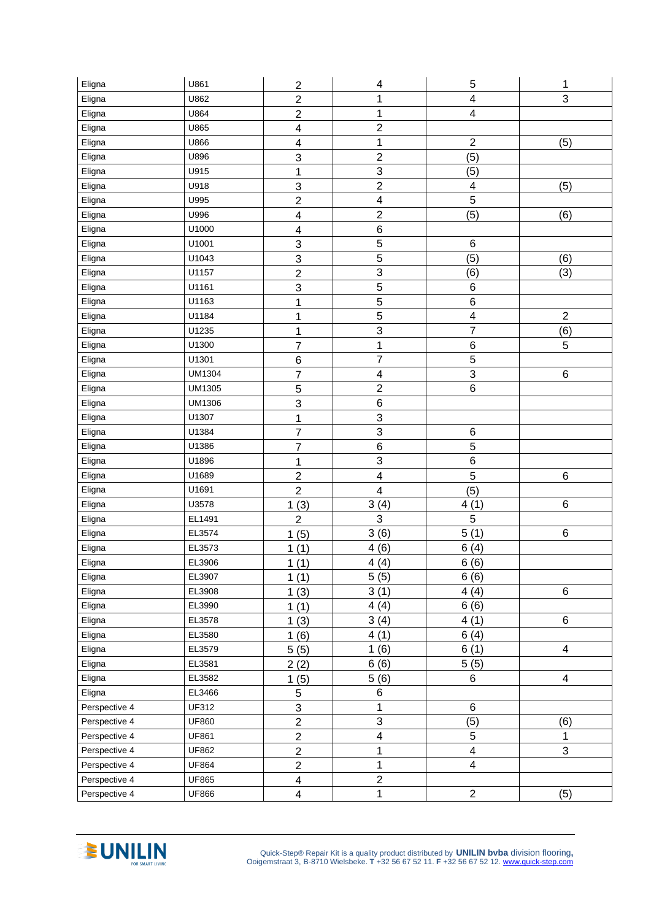| | | | | | |
|---|---|---|---|---|---|
| Eligna | U861 | 2 | 4 | 5 | 1 |
| Eligna | U862 | 2 | 1 | 4 | 3 |
| Eligna | U864 | 2 | 1 | 4 | |
| Eligna | U865 | 4 | 2 | | |
| Eligna | U866 | 4 | 1 | 2 | (5) |
| Eligna | U896 | 3 | 2 | (5) | |
| Eligna | U915 | 1 | 3 | (5) | |
| Eligna | U918 | 3 | 2 | 4 | (5) |
| Eligna | U995 | 2 | 4 | 5 | |
| Eligna | U996 | 4 | 2 | (5) | (6) |
| Eligna | U1000 | 4 | 6 | | |
| Eligna | U1001 | 3 | 5 | 6 | |
| Eligna | U1043 | 3 | 5 | (5) | (6) |
| Eligna | U1157 | 2 | 3 | (6) | (3) |
| Eligna | U1161 | 3 | 5 | 6 | |
| Eligna | U1163 | 1 | 5 | 6 | |
| Eligna | U1184 | 1 | 5 | 4 | 2 |
| Eligna | U1235 | 1 | 3 | 7 | (6) |
| Eligna | U1300 | 7 | 1 | 6 | 5 |
| Eligna | U1301 | 6 | 7 | 5 | |
| Eligna | UM1304 | 7 | 4 | 3 | 6 |
| Eligna | UM1305 | 5 | 2 | 6 | |
| Eligna | UM1306 | 3 | 6 | | |
| Eligna | U1307 | 1 | 3 | | |
| Eligna | U1384 | 7 | 3 | 6 | |
| Eligna | U1386 | 7 | 6 | 5 | |
| Eligna | U1896 | 1 | 3 | 6 | |
| Eligna | U1689 | 2 | 4 | 5 | 6 |
| Eligna | U1691 | 2 | 4 | (5) | |
| Eligna | U3578 | 1 (3) | 3 (4) | 4 (1) | 6 |
| Eligna | EL1491 | 2 | 3 | 5 | |
| Eligna | EL3574 | 1 (5) | 3 (6) | 5 (1) | 6 |
| Eligna | EL3573 | 1 (1) | 4 (6) | 6 (4) | |
| Eligna | EL3906 | 1 (1) | 4 (4) | 6 (6) | |
| Eligna | EL3907 | 1 (1) | 5 (5) | 6 (6) | |
| Eligna | EL3908 | 1 (3) | 3 (1) | 4 (4) | 6 |
| Eligna | EL3990 | 1 (1) | 4 (4) | 6 (6) | |
| Eligna | EL3578 | 1 (3) | 3 (4) | 4 (1) | 6 |
| Eligna | EL3580 | 1 (6) | 4 (1) | 6 (4) | |
| Eligna | EL3579 | 5 (5) | 1 (6) | 6 (1) | 4 |
| Eligna | EL3581 | 2 (2) | 6 (6) | 5 (5) | |
| Eligna | EL3582 | 1 (5) | 5 (6) | 6 | 4 |
| Eligna | EL3466 | 5 | 6 | | |
| Perspective 4 | UF312 | 3 | 1 | 6 | |
| Perspective 4 | UF860 | 2 | 3 | (5) | (6) |
| Perspective 4 | UF861 | 2 | 4 | 5 | 1 |
| Perspective 4 | UF862 | 2 | 1 | 4 | 3 |
| Perspective 4 | UF864 | 2 | 1 | 4 | |
| Perspective 4 | UF865 | 4 | 2 | | |
| Perspective 4 | UF866 | 4 | 1 | 2 | (5) |

UNILIN FOR SMART LIVING

Quick-Step® Repair Kit is a quality product distributed by **UNILIN bvba** division flooring, Ooigemstraat 3, B-8710 Wielsbeke. **T** +32 56 67 52 11. **F** +32 56 67 52 12. www.quick-step.com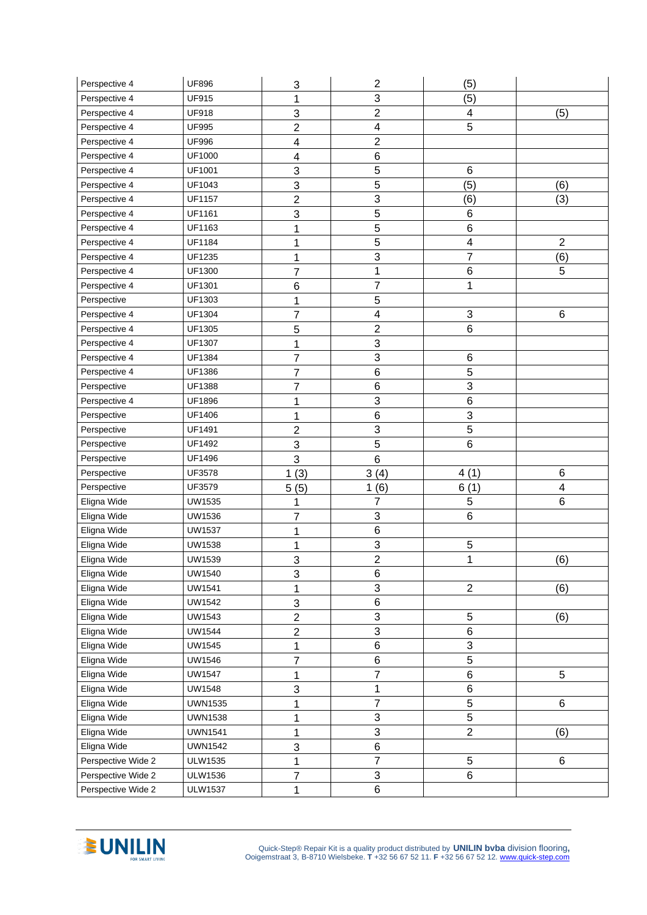| | | | | | |
|---|---|---|---|---|---|
| Perspective 4 | UF896 | 3 | 2 | (5) | |
| Perspective 4 | UF915 | 1 | 3 | (5) | |
| Perspective 4 | UF918 | 3 | 2 | 4 | (5) |
| Perspective 4 | UF995 | 2 | 4 | 5 | |
| Perspective 4 | UF996 | 4 | 2 | | |
| Perspective 4 | UF1000 | 4 | 6 | | |
| Perspective 4 | UF1001 | 3 | 5 | 6 | |
| Perspective 4 | UF1043 | 3 | 5 | (5) | (6) |
| Perspective 4 | UF1157 | 2 | 3 | (6) | (3) |
| Perspective 4 | UF1161 | 3 | 5 | 6 | |
| Perspective 4 | UF1163 | 1 | 5 | 6 | |
| Perspective 4 | UF1184 | 1 | 5 | 4 | 2 |
| Perspective 4 | UF1235 | 1 | 3 | 7 | (6) |
| Perspective 4 | UF1300 | 7 | 1 | 6 | 5 |
| Perspective 4 | UF1301 | 6 | 7 | 1 | |
| Perspective | UF1303 | 1 | 5 | | |
| Perspective 4 | UF1304 | 7 | 4 | 3 | 6 |
| Perspective 4 | UF1305 | 5 | 2 | 6 | |
| Perspective 4 | UF1307 | 1 | 3 | | |
| Perspective 4 | UF1384 | 7 | 3 | 6 | |
| Perspective 4 | UF1386 | 7 | 6 | 5 | |
| Perspective | UF1388 | 7 | 6 | 3 | |
| Perspective 4 | UF1896 | 1 | 3 | 6 | |
| Perspective | UF1406 | 1 | 6 | 3 | |
| Perspective | UF1491 | 2 | 3 | 5 | |
| Perspective | UF1492 | 3 | 5 | 6 | |
| Perspective | UF1496 | 3 | 6 | | |
| Perspective | UF3578 | 1 (3) | 3 (4) | 4 (1) | 6 |
| Perspective | UF3579 | 5 (5) | 1 (6) | 6 (1) | 4 |
| Eligna Wide | UW1535 | 1 | 7 | 5 | 6 |
| Eligna Wide | UW1536 | 7 | 3 | 6 | |
| Eligna Wide | UW1537 | 1 | 6 | | |
| Eligna Wide | UW1538 | 1 | 3 | 5 | |
| Eligna Wide | UW1539 | 3 | 2 | 1 | (6) |
| Eligna Wide | UW1540 | 3 | 6 | | |
| Eligna Wide | UW1541 | 1 | 3 | 2 | (6) |
| Eligna Wide | UW1542 | 3 | 6 | | |
| Eligna Wide | UW1543 | 2 | 3 | 5 | (6) |
| Eligna Wide | UW1544 | 2 | 3 | 6 | |
| Eligna Wide | UW1545 | 1 | 6 | 3 | |
| Eligna Wide | UW1546 | 7 | 6 | 5 | |
| Eligna Wide | UW1547 | 1 | 7 | 6 | 5 |
| Eligna Wide | UW1548 | 3 | 1 | 6 | |
| Eligna Wide | UWN1535 | 1 | 7 | 5 | 6 |
| Eligna Wide | UWN1538 | 1 | 3 | 5 | |
| Eligna Wide | UWN1541 | 1 | 3 | 2 | (6) |
| Eligna Wide | UWN1542 | 3 | 6 | | |
| Perspective Wide 2 | ULW1535 | 1 | 7 | 5 | 6 |
| Perspective Wide 2 | ULW1536 | 7 | 3 | 6 | |
| Perspective Wide 2 | ULW1537 | 1 | 6 | | |

UNILIN FOR SMART LIVING

Quick-Step® Repair Kit is a quality product distributed by **UNILIN bvba** division flooring, Ooigemstraat 3, B-8710 Wielsbeke. **T** +32 56 67 52 11. **F** +32 56 67 52 12. www.quick-step.com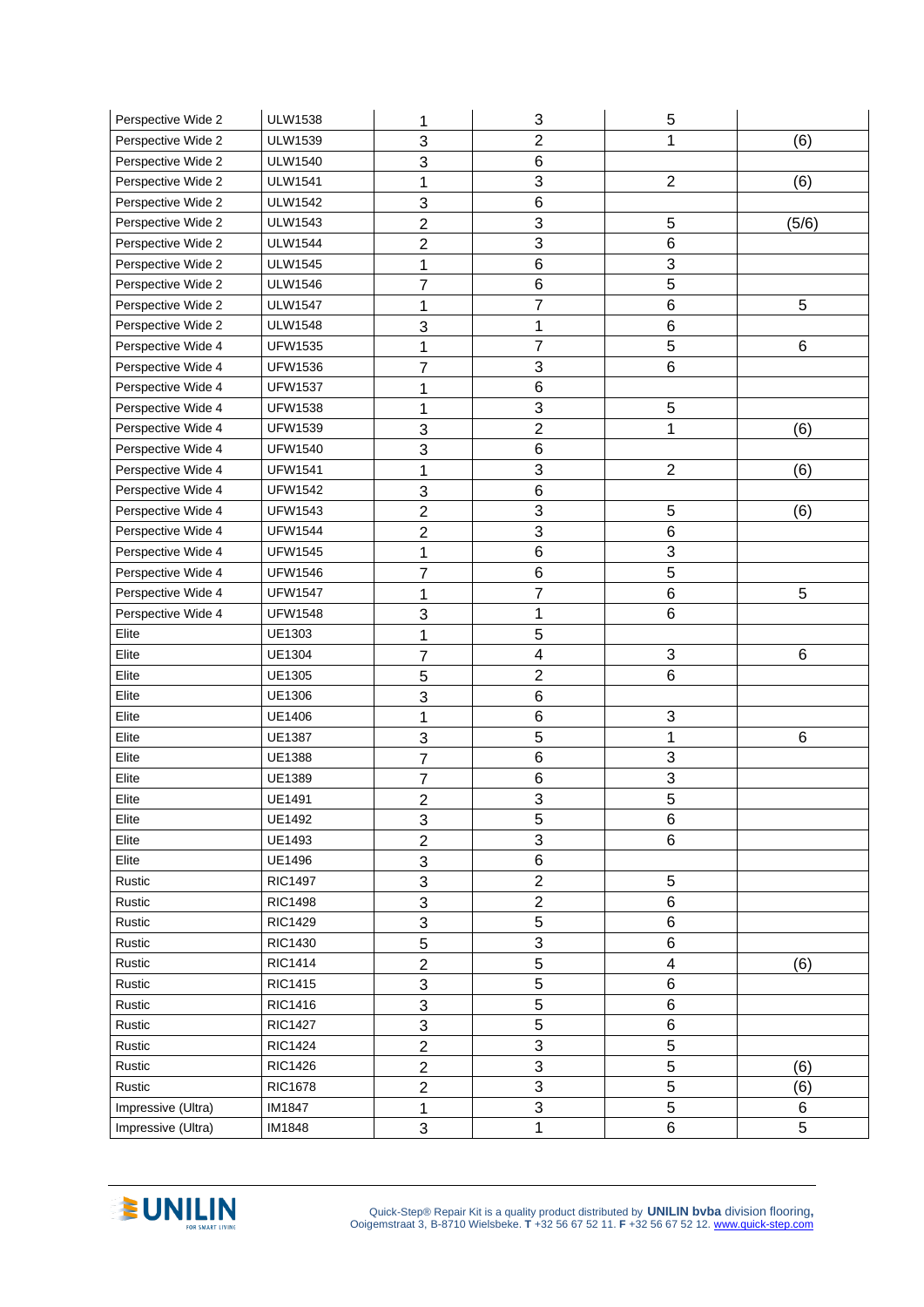| | | | | | |
|---|---|---|---|---|---|
| Perspective Wide 2 | ULW1538 | 1 | 3 | 5 | |
| Perspective Wide 2 | ULW1539 | 3 | 2 | 1 | (6) |
| Perspective Wide 2 | ULW1540 | 3 | 6 | | |
| Perspective Wide 2 | ULW1541 | 1 | 3 | 2 | (6) |
| Perspective Wide 2 | ULW1542 | 3 | 6 | | |
| Perspective Wide 2 | ULW1543 | 2 | 3 | 5 | (5/6) |
| Perspective Wide 2 | ULW1544 | 2 | 3 | 6 | |
| Perspective Wide 2 | ULW1545 | 1 | 6 | 3 | |
| Perspective Wide 2 | ULW1546 | 7 | 6 | 5 | |
| Perspective Wide 2 | ULW1547 | 1 | 7 | 6 | 5 |
| Perspective Wide 2 | ULW1548 | 3 | 1 | 6 | |
| Perspective Wide 4 | UFW1535 | 1 | 7 | 5 | 6 |
| Perspective Wide 4 | UFW1536 | 7 | 3 | 6 | |
| Perspective Wide 4 | UFW1537 | 1 | 6 | | |
| Perspective Wide 4 | UFW1538 | 1 | 3 | 5 | |
| Perspective Wide 4 | UFW1539 | 3 | 2 | 1 | (6) |
| Perspective Wide 4 | UFW1540 | 3 | 6 | | |
| Perspective Wide 4 | UFW1541 | 1 | 3 | 2 | (6) |
| Perspective Wide 4 | UFW1542 | 3 | 6 | | |
| Perspective Wide 4 | UFW1543 | 2 | 3 | 5 | (6) |
| Perspective Wide 4 | UFW1544 | 2 | 3 | 6 | |
| Perspective Wide 4 | UFW1545 | 1 | 6 | 3 | |
| Perspective Wide 4 | UFW1546 | 7 | 6 | 5 | |
| Perspective Wide 4 | UFW1547 | 1 | 7 | 6 | 5 |
| Perspective Wide 4 | UFW1548 | 3 | 1 | 6 | |
| Elite | UE1303 | 1 | 5 | | |
| Elite | UE1304 | 7 | 4 | 3 | 6 |
| Elite | UE1305 | 5 | 2 | 6 | |
| Elite | UE1306 | 3 | 6 | | |
| Elite | UE1406 | 1 | 6 | 3 | |
| Elite | UE1387 | 3 | 5 | 1 | 6 |
| Elite | UE1388 | 7 | 6 | 3 | |
| Elite | UE1389 | 7 | 6 | 3 | |
| Elite | UE1491 | 2 | 3 | 5 | |
| Elite | UE1492 | 3 | 5 | 6 | |
| Elite | UE1493 | 2 | 3 | 6 | |
| Elite | UE1496 | 3 | 6 | | |
| Rustic | RIC1497 | 3 | 2 | 5 | |
| Rustic | RIC1498 | 3 | 2 | 6 | |
| Rustic | RIC1429 | 3 | 5 | 6 | |
| Rustic | RIC1430 | 5 | 3 | 6 | |
| Rustic | RIC1414 | 2 | 5 | 4 | (6) |
| Rustic | RIC1415 | 3 | 5 | 6 | |
| Rustic | RIC1416 | 3 | 5 | 6 | |
| Rustic | RIC1427 | 3 | 5 | 6 | |
| Rustic | RIC1424 | 2 | 3 | 5 | |
| Rustic | RIC1426 | 2 | 3 | 5 | (6) |
| Rustic | RIC1678 | 2 | 3 | 5 | (6) |
| Impressive (Ultra) | IM1847 | 1 | 3 | 5 | 6 |
| Impressive (Ultra) | IM1848 | 3 | 1 | 6 | 5 |

UNILIN FOR SMART LIVING

Quick-Step® Repair Kit is a quality product distributed by **UNILIN bvba** division flooring, Ooigemstraat 3, B-8710 Wielsbeke. **T** +32 56 67 52 11. **F** +32 56 67 52 12. www.quick-step.com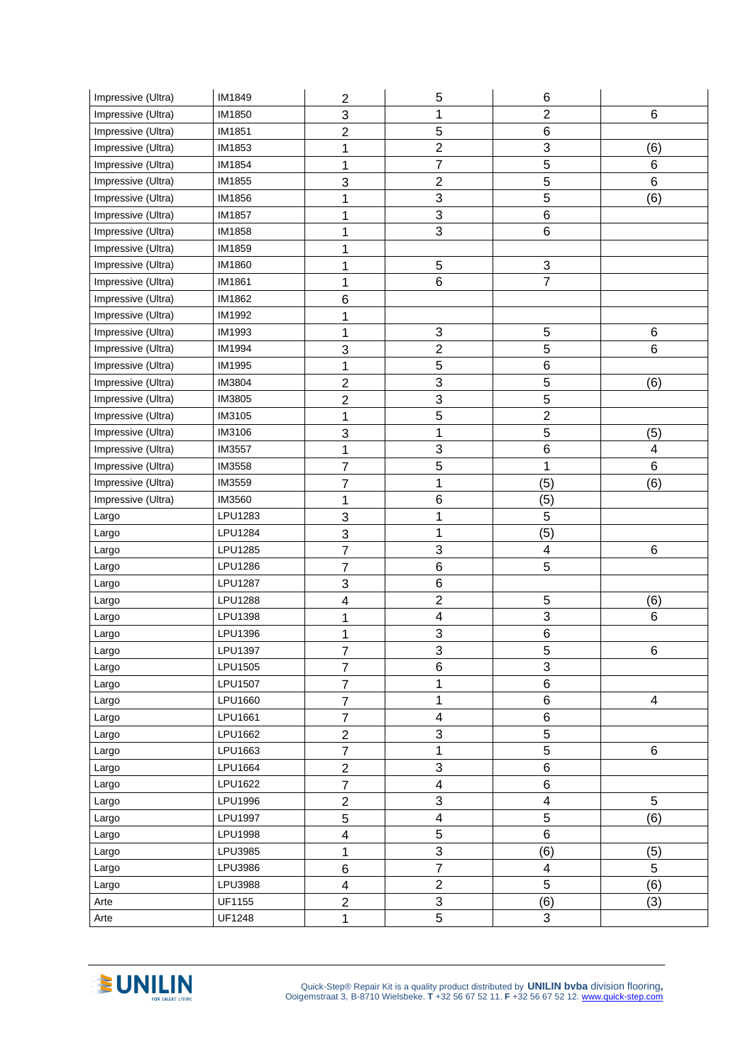| | | | | | |
|---|---|---|---|---|---|
| Impressive (Ultra) | IM1849 | 2 | 5 | 6 | |
| Impressive (Ultra) | IM1850 | 3 | 1 | 2 | 6 |
| Impressive (Ultra) | IM1851 | 2 | 5 | 6 | |
| Impressive (Ultra) | IM1853 | 1 | 2 | 3 | (6) |
| Impressive (Ultra) | IM1854 | 1 | 7 | 5 | 6 |
| Impressive (Ultra) | IM1855 | 3 | 2 | 5 | 6 |
| Impressive (Ultra) | IM1856 | 1 | 3 | 5 | (6) |
| Impressive (Ultra) | IM1857 | 1 | 3 | 6 | |
| Impressive (Ultra) | IM1858 | 1 | 3 | 6 | |
| Impressive (Ultra) | IM1859 | 1 | | | |
| Impressive (Ultra) | IM1860 | 1 | 5 | 3 | |
| Impressive (Ultra) | IM1861 | 1 | 6 | 7 | |
| Impressive (Ultra) | IM1862 | 6 | | | |
| Impressive (Ultra) | IM1992 | 1 | | | |
| Impressive (Ultra) | IM1993 | 1 | 3 | 5 | 6 |
| Impressive (Ultra) | IM1994 | 3 | 2 | 5 | 6 |
| Impressive (Ultra) | IM1995 | 1 | 5 | 6 | |
| Impressive (Ultra) | IM3804 | 2 | 3 | 5 | (6) |
| Impressive (Ultra) | IM3805 | 2 | 3 | 5 | |
| Impressive (Ultra) | IM3105 | 1 | 5 | 2 | |
| Impressive (Ultra) | IM3106 | 3 | 1 | 5 | (5) |
| Impressive (Ultra) | IM3557 | 1 | 3 | 6 | 4 |
| Impressive (Ultra) | IM3558 | 7 | 5 | 1 | 6 |
| Impressive (Ultra) | IM3559 | 7 | 1 | (5) | (6) |
| Impressive (Ultra) | IM3560 | 1 | 6 | (5) | |
| Largo | LPU1283 | 3 | 1 | 5 | |
| Largo | LPU1284 | 3 | 1 | (5) | |
| Largo | LPU1285 | 7 | 3 | 4 | 6 |
| Largo | LPU1286 | 7 | 6 | 5 | |
| Largo | LPU1287 | 3 | 6 | | |
| Largo | LPU1288 | 4 | 2 | 5 | (6) |
| Largo | LPU1398 | 1 | 4 | 3 | 6 |
| Largo | LPU1396 | 1 | 3 | 6 | |
| Largo | LPU1397 | 7 | 3 | 5 | 6 |
| Largo | LPU1505 | 7 | 6 | 3 | |
| Largo | LPU1507 | 7 | 1 | 6 | |
| Largo | LPU1660 | 7 | 1 | 6 | 4 |
| Largo | LPU1661 | 7 | 4 | 6 | |
| Largo | LPU1662 | 2 | 3 | 5 | |
| Largo | LPU1663 | 7 | 1 | 5 | 6 |
| Largo | LPU1664 | 2 | 3 | 6 | |
| Largo | LPU1622 | 7 | 4 | 6 | |
| Largo | LPU1996 | 2 | 3 | 4 | 5 |
| Largo | LPU1997 | 5 | 4 | 5 | (6) |
| Largo | LPU1998 | 4 | 5 | 6 | |
| Largo | LPU3985 | 1 | 3 | (6) | (5) |
| Largo | LPU3986 | 6 | 7 | 4 | 5 |
| Largo | LPU3988 | 4 | 2 | 5 | (6) |
| Arte | UF1155 | 2 | 3 | (6) | (3) |
| Arte | UF1248 | 1 | 5 | 3 | |

Quick-Step® Repair Kit is a quality product distributed by **UNILIN bvba** division flooring, Ooigemstraat 3, B-8710 Wielsbeke. **T** +32 56 67 52 11. **F** +32 56 67 52 12. www.quick-step.com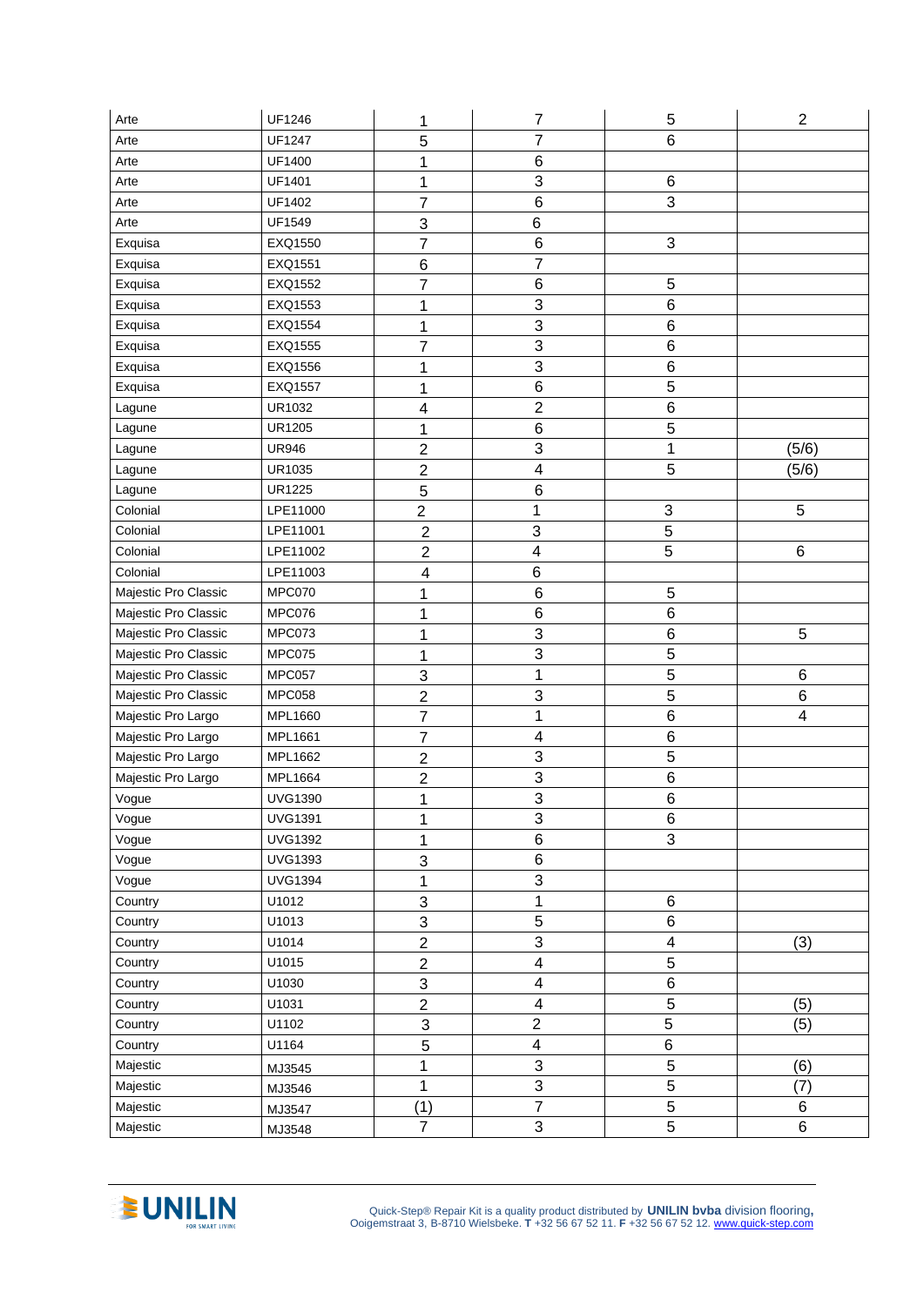| | | | | | |
|---|---|---|---|---|---|
| Arte | UF1246 | 1 | 7 | 5 | 2 |
| Arte | UF1247 | 5 | 7 | 6 | |
| Arte | UF1400 | 1 | 6 | | |
| Arte | UF1401 | 1 | 3 | 6 | |
| Arte | UF1402 | 7 | 6 | 3 | |
| Arte | UF1549 | 3 | 6 | | |
| Exquisa | EXQ1550 | 7 | 6 | 3 | |
| Exquisa | EXQ1551 | 6 | 7 | | |
| Exquisa | EXQ1552 | 7 | 6 | 5 | |
| Exquisa | EXQ1553 | 1 | 3 | 6 | |
| Exquisa | EXQ1554 | 1 | 3 | 6 | |
| Exquisa | EXQ1555 | 7 | 3 | 6 | |
| Exquisa | EXQ1556 | 1 | 3 | 6 | |
| Exquisa | EXQ1557 | 1 | 6 | 5 | |
| Lagune | UR1032 | 4 | 2 | 6 | |
| Lagune | UR1205 | 1 | 6 | 5 | |
| Lagune | UR946 | 2 | 3 | 1 | (5/6) |
| Lagune | UR1035 | 2 | 4 | 5 | (5/6) |
| Lagune | UR1225 | 5 | 6 | | |
| Colonial | LPE11000 | 2 | 1 | 3 | 5 |
| Colonial | LPE11001 | 2 | 3 | 5 | |
| Colonial | LPE11002 | 2 | 4 | 5 | 6 |
| Colonial | LPE11003 | 4 | 6 | | |
| Majestic Pro Classic | MPC070 | 1 | 6 | 5 | |
| Majestic Pro Classic | MPC076 | 1 | 6 | 6 | |
| Majestic Pro Classic | MPC073 | 1 | 3 | 6 | 5 |
| Majestic Pro Classic | MPC075 | 1 | 3 | 5 | |
| Majestic Pro Classic | MPC057 | 3 | 1 | 5 | 6 |
| Majestic Pro Classic | MPC058 | 2 | 3 | 5 | 6 |
| Majestic Pro Largo | MPL1660 | 7 | 1 | 6 | 4 |
| Majestic Pro Largo | MPL1661 | 7 | 4 | 6 | |
| Majestic Pro Largo | MPL1662 | 2 | 3 | 5 | |
| Majestic Pro Largo | MPL1664 | 2 | 3 | 6 | |
| Vogue | UVG1390 | 1 | 3 | 6 | |
| Vogue | UVG1391 | 1 | 3 | 6 | |
| Vogue | UVG1392 | 1 | 6 | 3 | |
| Vogue | UVG1393 | 3 | 6 | | |
| Vogue | UVG1394 | 1 | 3 | | |
| Country | U1012 | 3 | 1 | 6 | |
| Country | U1013 | 3 | 5 | 6 | |
| Country | U1014 | 2 | 3 | 4 | (3) |
| Country | U1015 | 2 | 4 | 5 | |
| Country | U1030 | 3 | 4 | 6 | |
| Country | U1031 | 2 | 4 | 5 | (5) |
| Country | U1102 | 3 | 2 | 5 | (5) |
| Country | U1164 | 5 | 4 | 6 | |
| Majestic | MJ3545 | 1 | 3 | 5 | (6) |
| Majestic | MJ3546 | 1 | 3 | 5 | (7) |
| Majestic | MJ3547 | (1) | 7 | 5 | 6 |
| Majestic | MJ3548 | 7 | 3 | 5 | 6 |

Quick-Step® Repair Kit is a quality product distributed by **UNILIN bvba** division flooring, Ooigemstraat 3, B-8710 Wielsbeke. **T** +32 56 67 52 11. **F** +32 56 67 52 12. www.quick-step.com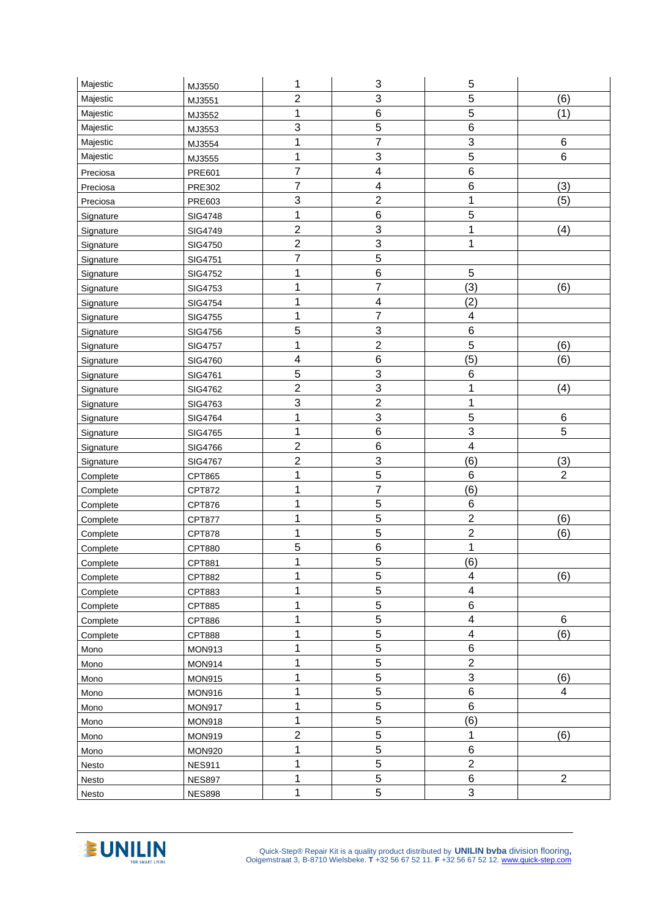| | | | | | |
|---|---|---|---|---|---|
| Majestic | MJ3550 | 1 | 3 | 5 | |
| Majestic | MJ3551 | 2 | 3 | 5 | (6) |
| Majestic | MJ3552 | 1 | 6 | 5 | (1) |
| Majestic | MJ3553 | 3 | 5 | 6 | |
| Majestic | MJ3554 | 1 | 7 | 3 | 6 |
| Majestic | MJ3555 | 1 | 3 | 5 | 6 |
| Preciosa | PRE601 | 7 | 4 | 6 | |
| Preciosa | PRE302 | 7 | 4 | 6 | (3) |
| Preciosa | PRE603 | 3 | 2 | 1 | (5) |
| Signature | SIG4748 | 1 | 6 | 5 | |
| Signature | SIG4749 | 2 | 3 | 1 | (4) |
| Signature | SIG4750 | 2 | 3 | 1 | |
| Signature | SIG4751 | 7 | 5 | | |
| Signature | SIG4752 | 1 | 6 | 5 | |
| Signature | SIG4753 | 1 | 7 | (3) | (6) |
| Signature | SIG4754 | 1 | 4 | (2) | |
| Signature | SIG4755 | 1 | 7 | 4 | |
| Signature | SIG4756 | 5 | 3 | 6 | |
| Signature | SIG4757 | 1 | 2 | 5 | (6) |
| Signature | SIG4760 | 4 | 6 | (5) | (6) |
| Signature | SIG4761 | 5 | 3 | 6 | |
| Signature | SIG4762 | 2 | 3 | 1 | (4) |
| Signature | SIG4763 | 3 | 2 | 1 | |
| Signature | SIG4764 | 1 | 3 | 5 | 6 |
| Signature | SIG4765 | 1 | 6 | 3 | 5 |
| Signature | SIG4766 | 2 | 6 | 4 | |
| Signature | SIG4767 | 2 | 3 | (6) | (3) |
| Complete | CPT865 | 1 | 5 | 6 | 2 |
| Complete | CPT872 | 1 | 7 | (6) | |
| Complete | CPT876 | 1 | 5 | 6 | |
| Complete | CPT877 | 1 | 5 | 2 | (6) |
| Complete | CPT878 | 1 | 5 | 2 | (6) |
| Complete | CPT880 | 5 | 6 | 1 | |
| Complete | CPT881 | 1 | 5 | (6) | |
| Complete | CPT882 | 1 | 5 | 4 | (6) |
| Complete | CPT883 | 1 | 5 | 4 | |
| Complete | CPT885 | 1 | 5 | 6 | |
| Complete | CPT886 | 1 | 5 | 4 | 6 |
| Complete | CPT888 | 1 | 5 | 4 | (6) |
| Mono | MON913 | 1 | 5 | 6 | |
| Mono | MON914 | 1 | 5 | 2 | |
| Mono | MON915 | 1 | 5 | 3 | (6) |
| Mono | MON916 | 1 | 5 | 6 | 4 |
| Mono | MON917 | 1 | 5 | 6 | |
| Mono | MON918 | 1 | 5 | (6) | |
| Mono | MON919 | 2 | 5 | 1 | (6) |
| Mono | MON920 | 1 | 5 | 6 | |
| Nesto | NES911 | 1 | 5 | 2 | |
| Nesto | NES897 | 1 | 5 | 6 | 2 |
| Nesto | NES898 | 1 | 5 | 3 | |

UNILIN FOR SMART LIVING

Quick-Step® Repair Kit is a quality product distributed by **UNILIN bvba** division flooring, Ooigemstraat 3, B-8710 Wielsbeke. **T** +32 56 67 52 11. **F** +32 56 67 52 12. www.quick-step.com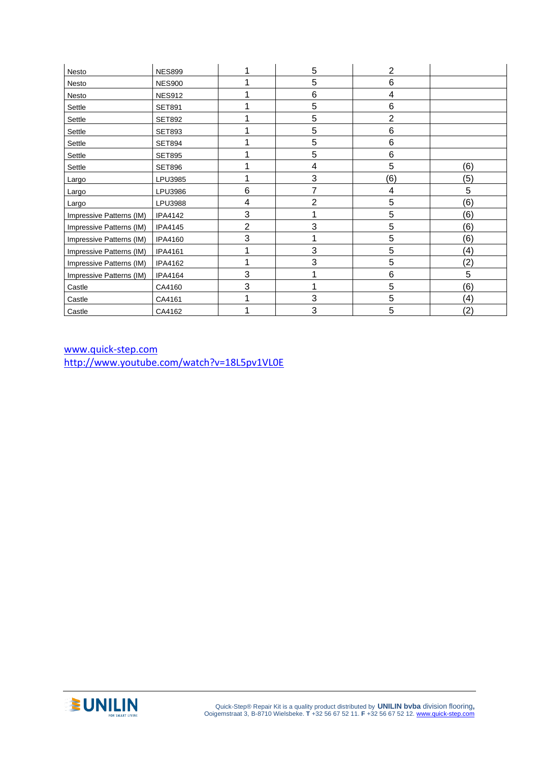| | | | | | |
|---|---|---|---|---|---|
| Nesto | NES899 | 1 | 5 | 2 | |
| Nesto | NES900 | 1 | 5 | 6 | |
| Nesto | NES912 | 1 | 6 | 4 | |
| Settle | SET891 | 1 | 5 | 6 | |
| Settle | SET892 | 1 | 5 | 2 | |
| Settle | SET893 | 1 | 5 | 6 | |
| Settle | SET894 | 1 | 5 | 6 | |
| Settle | SET895 | 1 | 5 | 6 | |
| Settle | SET896 | 1 | 4 | 5 | (6) |
| Largo | LPU3985 | 1 | 3 | (6) | (5) |
| Largo | LPU3986 | 6 | 7 | 4 | 5 |
| Largo | LPU3988 | 4 | 2 | 5 | (6) |
| Impressive Patterns (IM) | IPA4142 | 3 | 1 | 5 | (6) |
| Impressive Patterns (IM) | IPA4145 | 2 | 3 | 5 | (6) |
| Impressive Patterns (IM) | IPA4160 | 3 | 1 | 5 | (6) |
| Impressive Patterns (IM) | IPA4161 | 1 | 3 | 5 | (4) |
| Impressive Patterns (IM) | IPA4162 | 1 | 3 | 5 | (2) |
| Impressive Patterns (IM) | IPA4164 | 3 | 1 | 6 | 5 |
| Castle | CA4160 | 3 | 1 | 5 | (6) |
| Castle | CA4161 | 1 | 3 | 5 | (4) |
| Castle | CA4162 | 1 | 3 | 5 | (2) |

www.quick-step.com
http://www.youtube.com/watch?v=18L5pv1VL0E

UNILIN FOR SMART LIVING

Quick-Step® Repair Kit is a quality product distributed by **UNILIN bvba** division flooring, Ooigemstraat 3, B-8710 Wielsbeke. **T** +32 56 67 52 11. **F** +32 56 67 52 12. www.quick-step.com